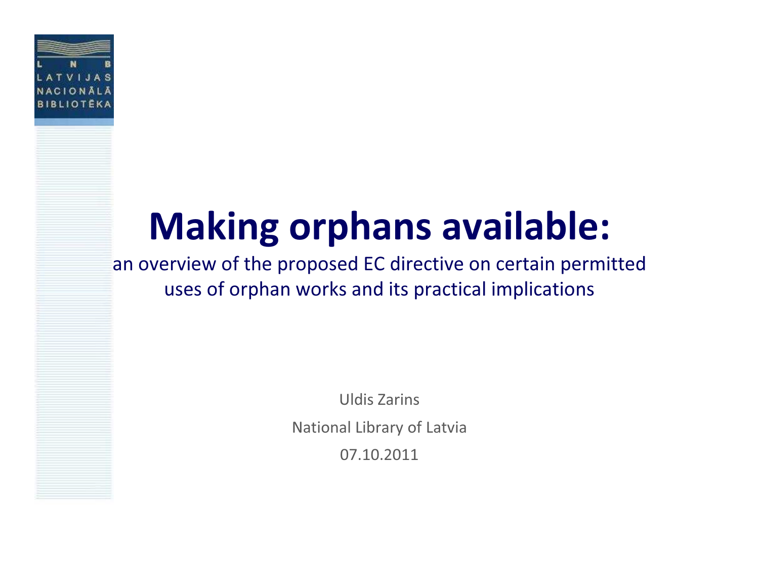LNB LATVIJAS NACIONĀLĀ BIBLIOTĒKA

# Making orphans available:

an overview of the proposed EC directive on certain permitted uses of orphan works and its practical implications

Uldis Zarins

National Library of Latvia

07.10.2011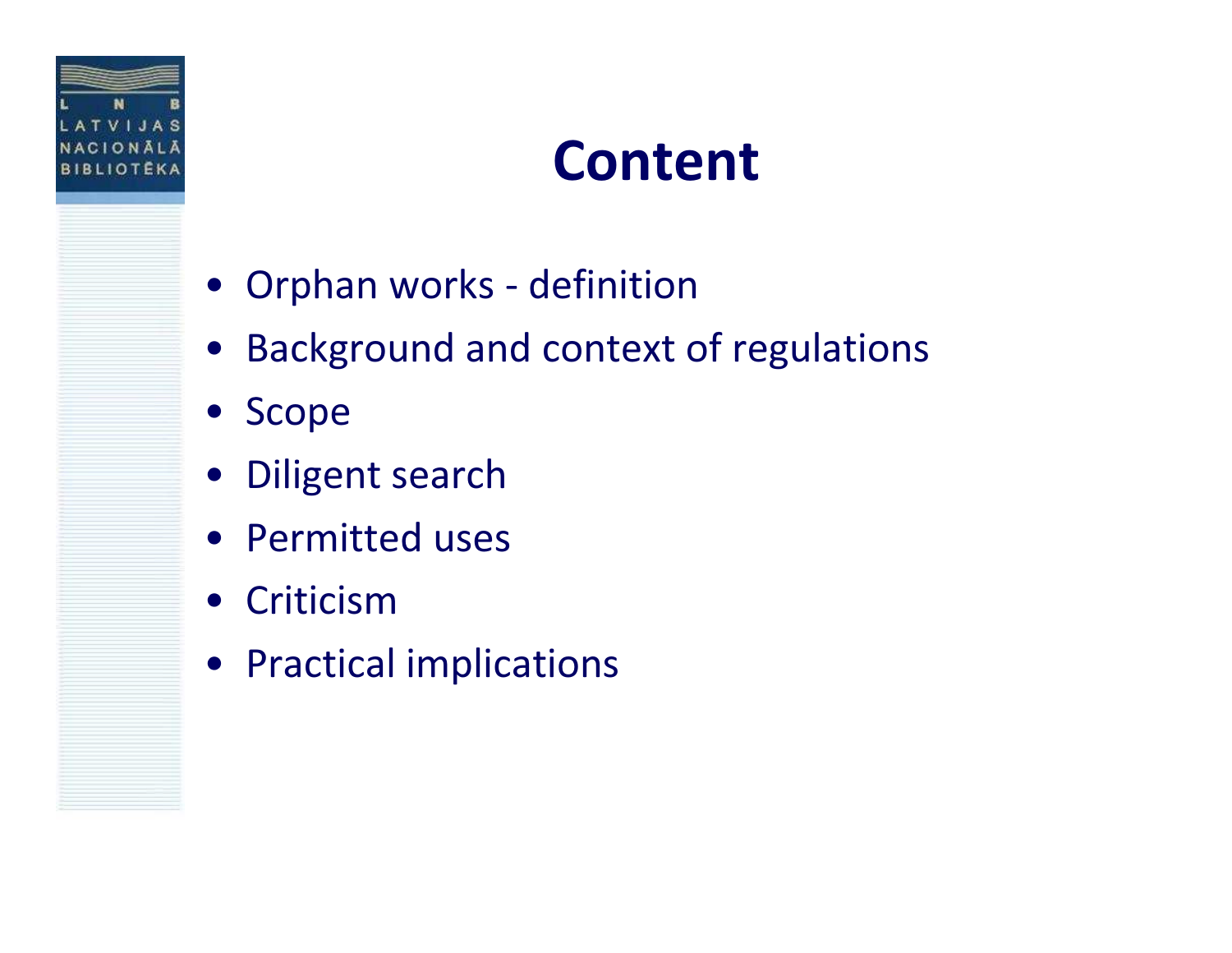# Content

- Orphan works - definition
- Background and context of regulations
- Scope
- Diligent search
- Permitted uses
- Criticism
- Practical implications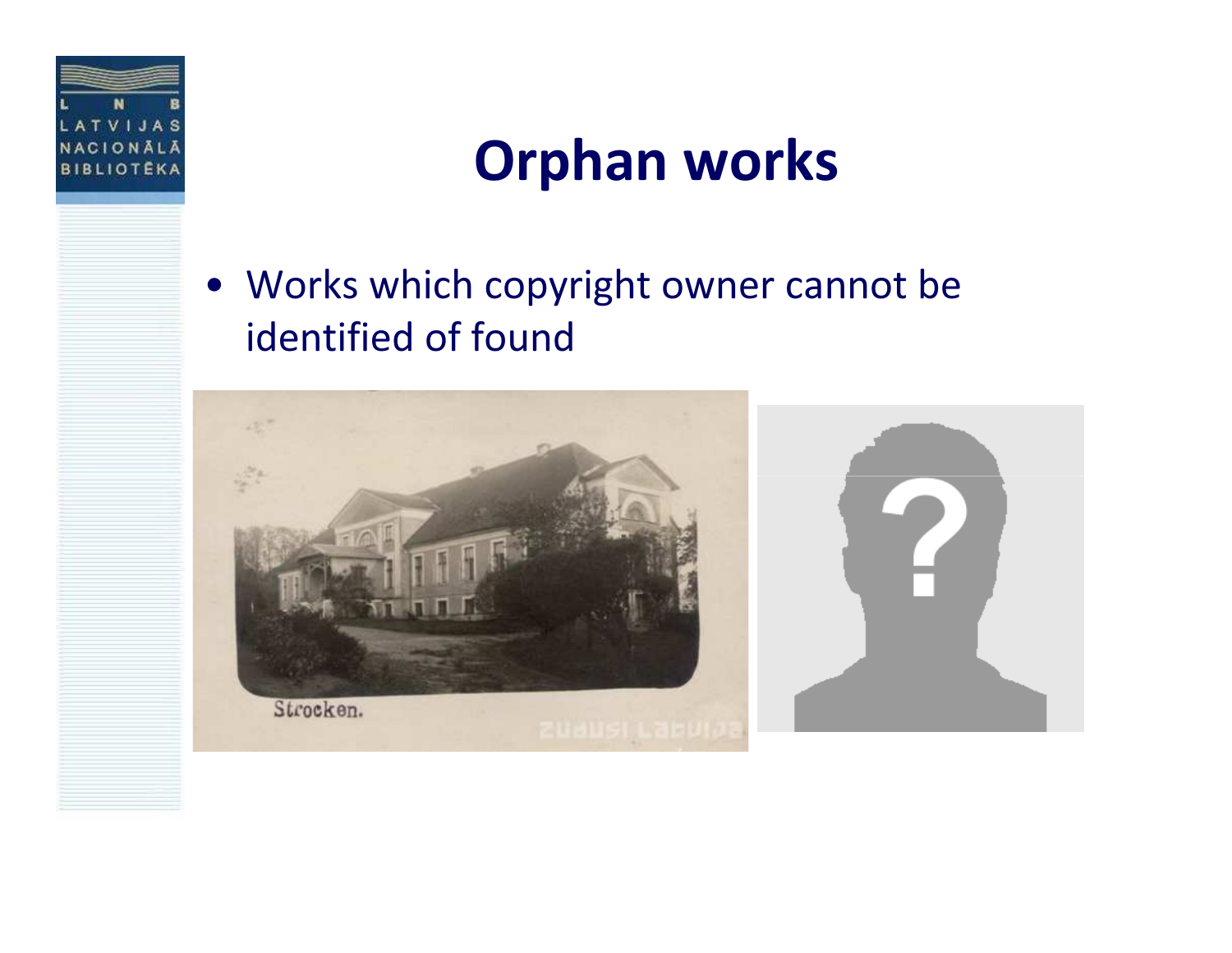# Orphan works

- Works which copyright owner cannot be identified of found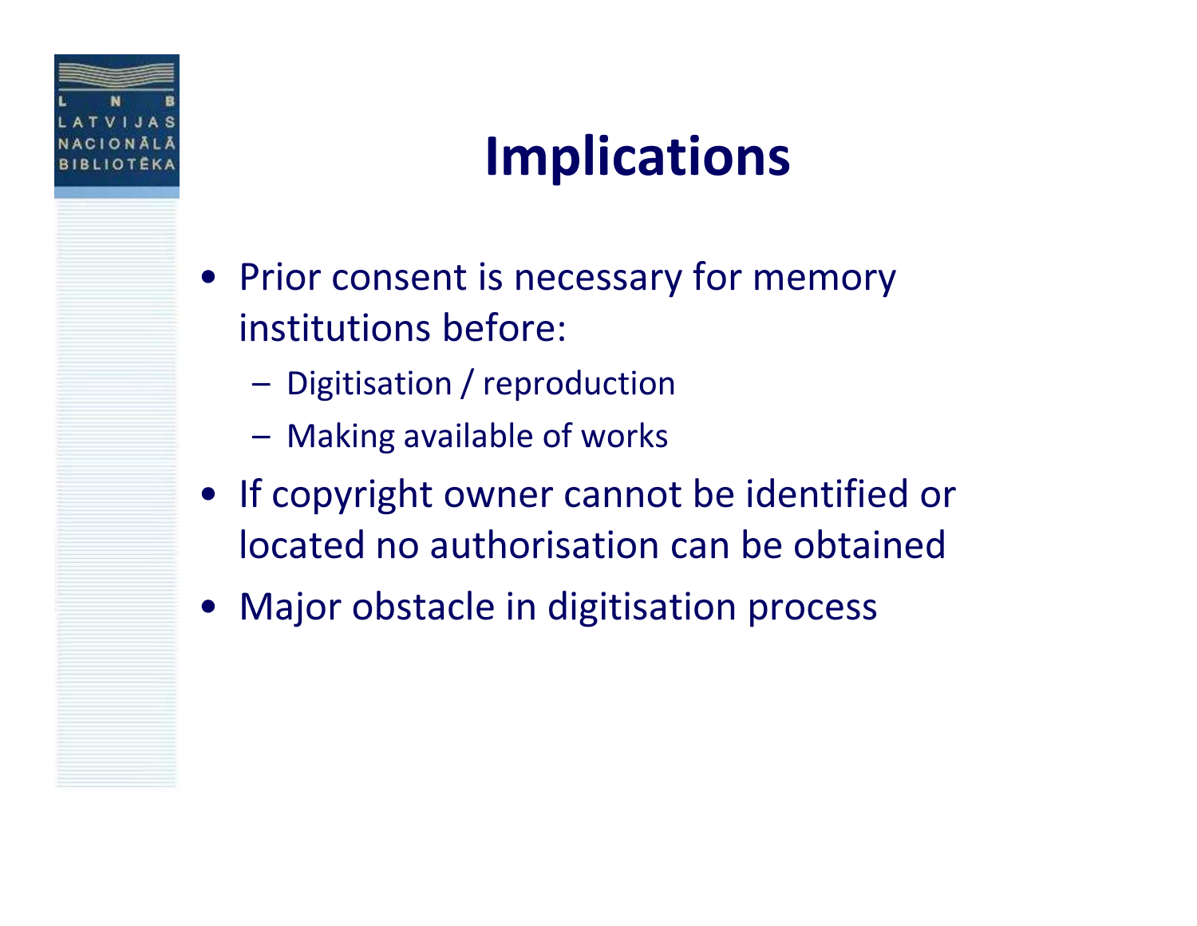# Implications

- Prior consent is necessary for memory institutions before:
  - Digitisation / reproduction
  - Making available of works
- If copyright owner cannot be identified or located no authorisation can be obtained
- Major obstacle in digitisation process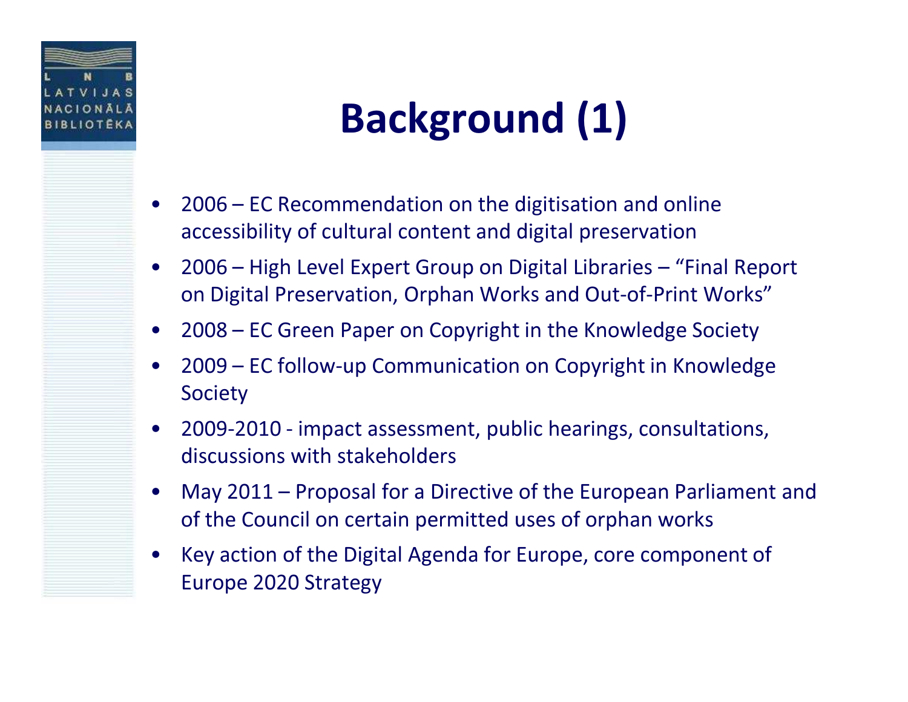# Background (1)

- 2006 – EC Recommendation on the digitisation and online accessibility of cultural content and digital preservation
- 2006 – High Level Expert Group on Digital Libraries – "Final Report on Digital Preservation, Orphan Works and Out-of-Print Works"
- 2008 – EC Green Paper on Copyright in the Knowledge Society
- 2009 – EC follow-up Communication on Copyright in Knowledge Society
- 2009-2010 - impact assessment, public hearings, consultations, discussions with stakeholders
- May 2011 – Proposal for a Directive of the European Parliament and of the Council on certain permitted uses of orphan works
- Key action of the Digital Agenda for Europe, core component of Europe 2020 Strategy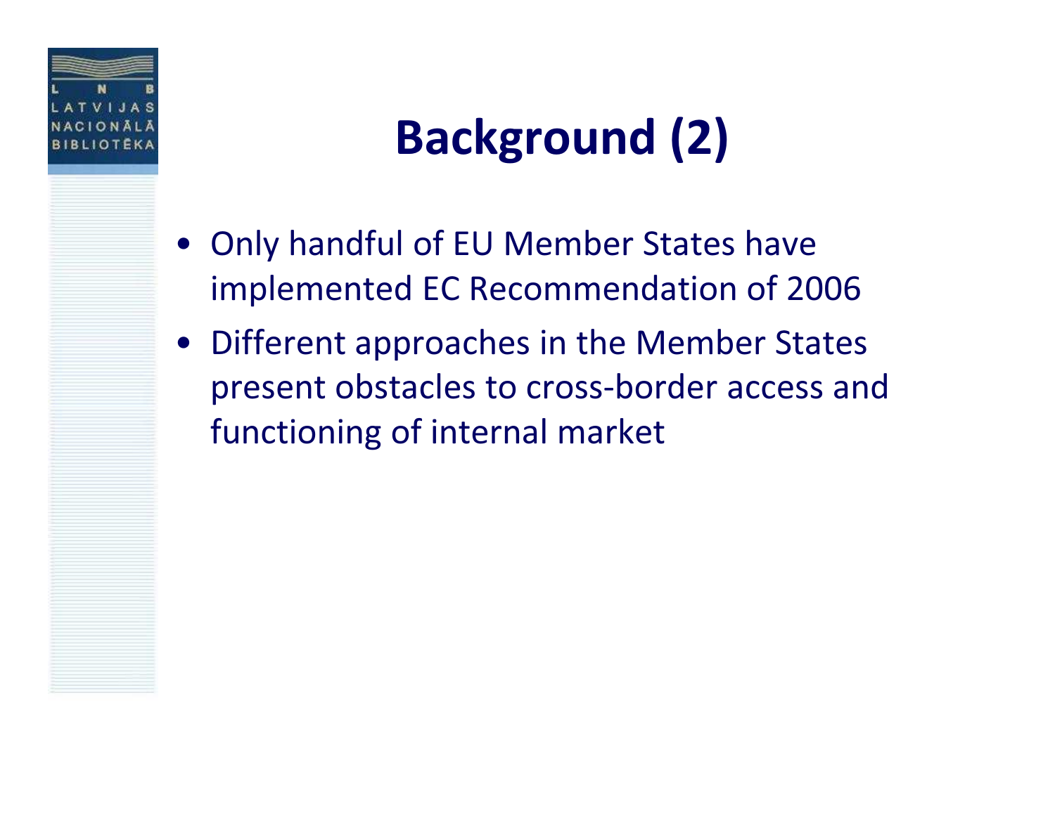# Background (2)

- Only handful of EU Member States have implemented EC Recommendation of 2006
- Different approaches in the Member States present obstacles to cross-border access and functioning of internal market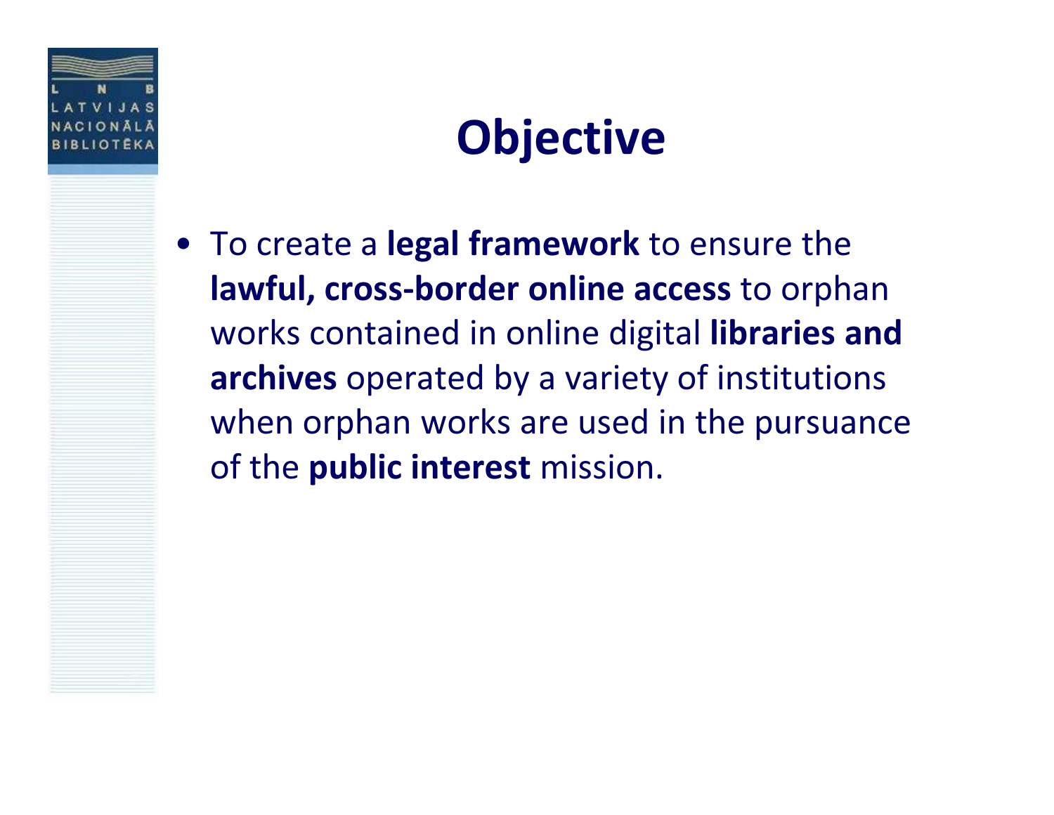# Objective

- To create a **legal framework** to ensure the **lawful, cross-border online access** to orphan works contained in online digital **libraries and archives** operated by a variety of institutions when orphan works are used in the pursuance of the **public interest** mission.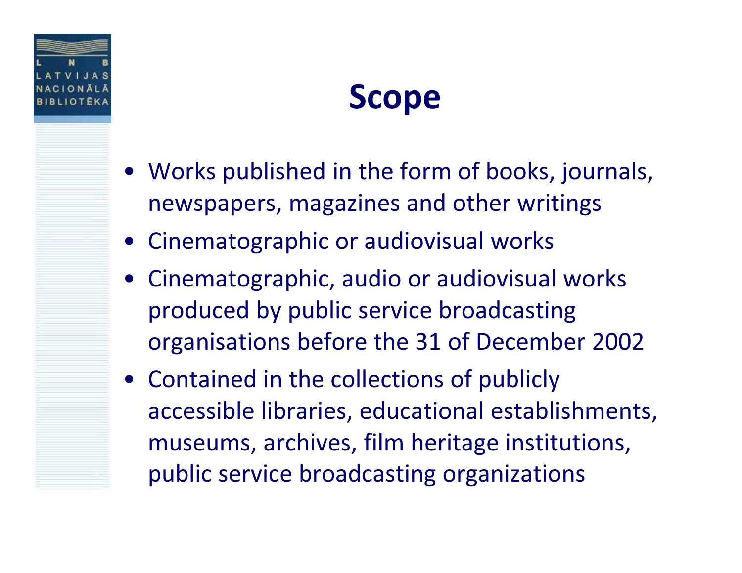# Scope

- Works published in the form of books, journals, newspapers, magazines and other writings
- Cinematographic or audiovisual works
- Cinematographic, audio or audiovisual works produced by public service broadcasting organisations before the 31 of December 2002
- Contained in the collections of publicly accessible libraries, educational establishments, museums, archives, film heritage institutions, public service broadcasting organizations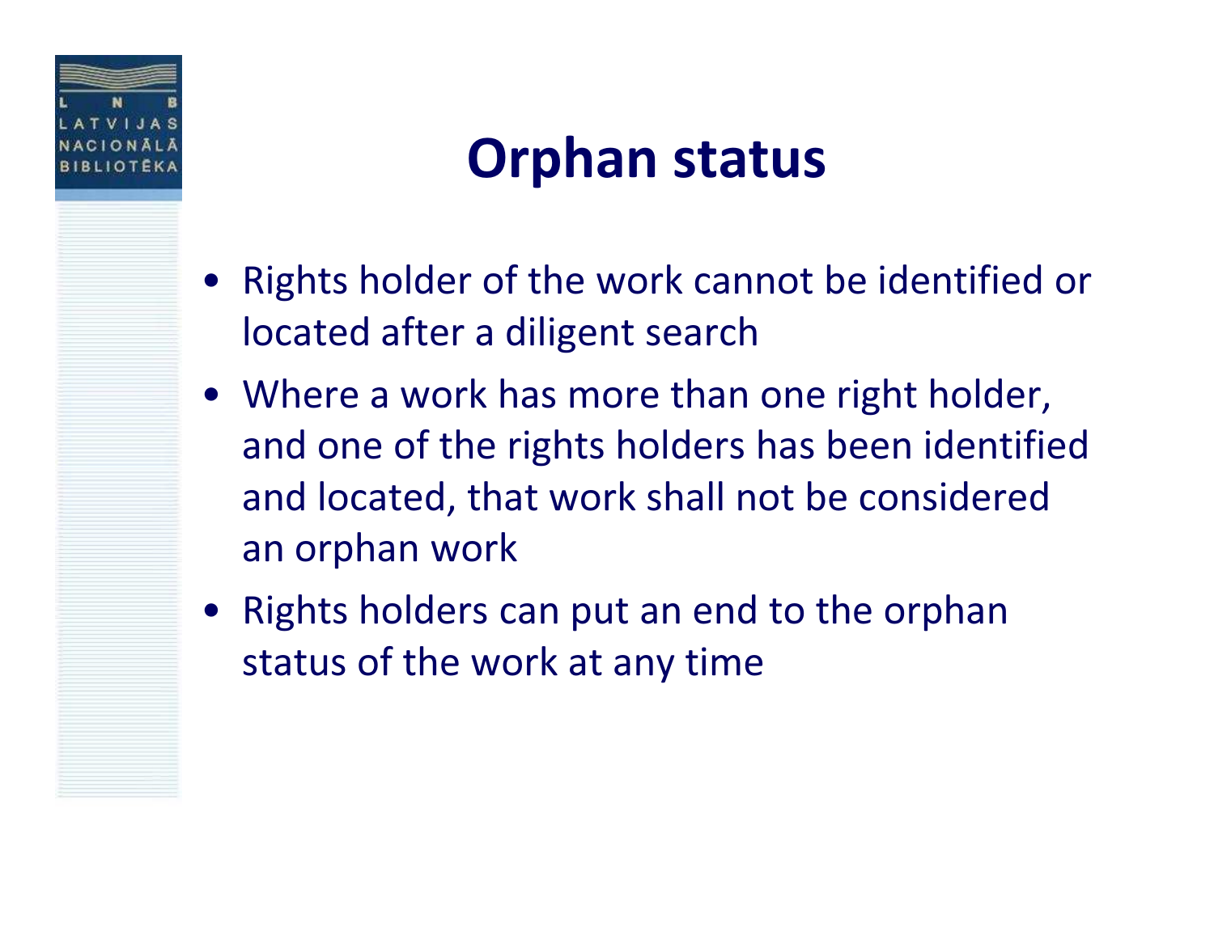# Orphan status

- Rights holder of the work cannot be identified or located after a diligent search
- Where a work has more than one right holder, and one of the rights holders has been identified and located, that work shall not be considered an orphan work
- Rights holders can put an end to the orphan status of the work at any time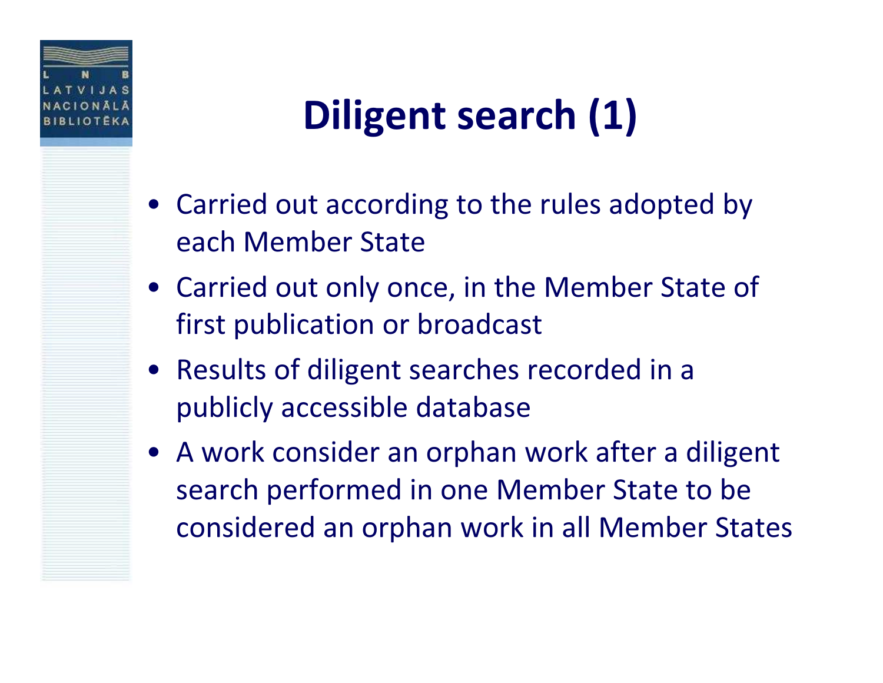# Diligent search (1)

- Carried out according to the rules adopted by each Member State
- Carried out only once, in the Member State of first publication or broadcast
- Results of diligent searches recorded in a publicly accessible database
- A work consider an orphan work after a diligent search performed in one Member State to be considered an orphan work in all Member States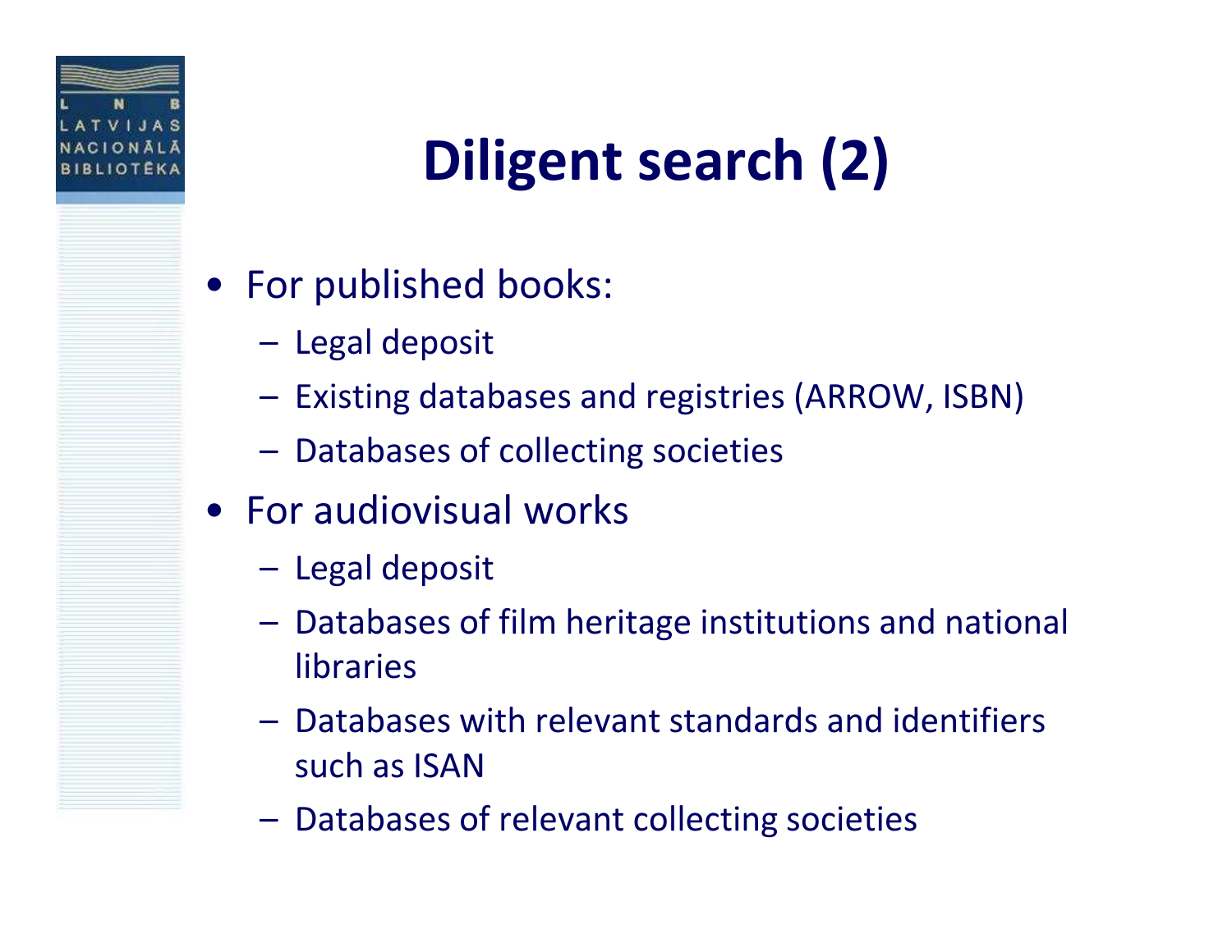# Diligent search (2)

- For published books:
  - Legal deposit
  - Existing databases and registries (ARROW, ISBN)
  - Databases of collecting societies
- For audiovisual works
  - Legal deposit
  - Databases of film heritage institutions and national libraries
  - Databases with relevant standards and identifiers such as ISAN
  - Databases of relevant collecting societies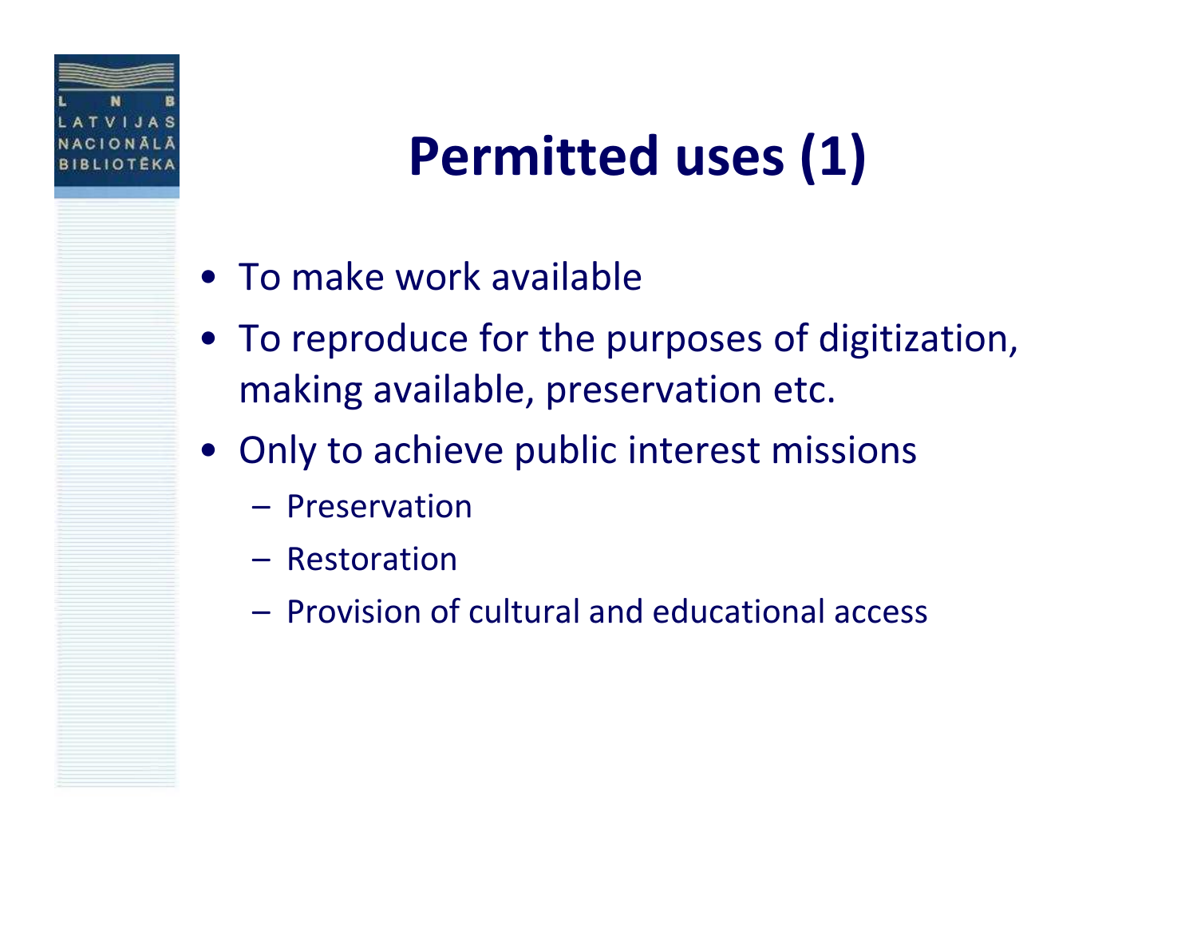# Permitted uses (1)

- To make work available
- To reproduce for the purposes of digitization, making available, preservation etc.
- Only to achieve public interest missions
  - Preservation
  - Restoration
  - Provision of cultural and educational access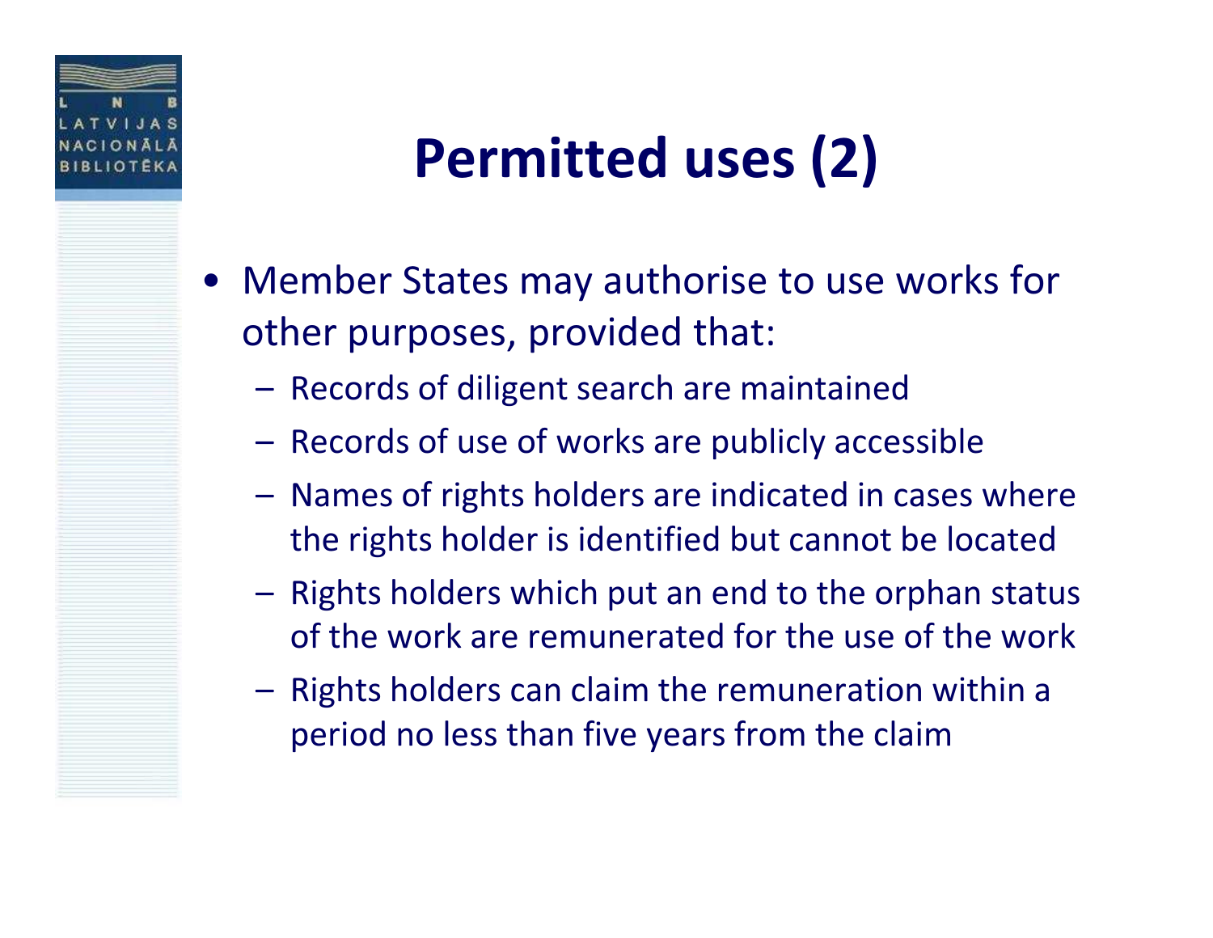# Permitted uses (2)

- Member States may authorise to use works for other purposes, provided that:
  - Records of diligent search are maintained
  - Records of use of works are publicly accessible
  - Names of rights holders are indicated in cases where the rights holder is identified but cannot be located
  - Rights holders which put an end to the orphan status of the work are remunerated for the use of the work
  - Rights holders can claim the remuneration within a period no less than five years from the claim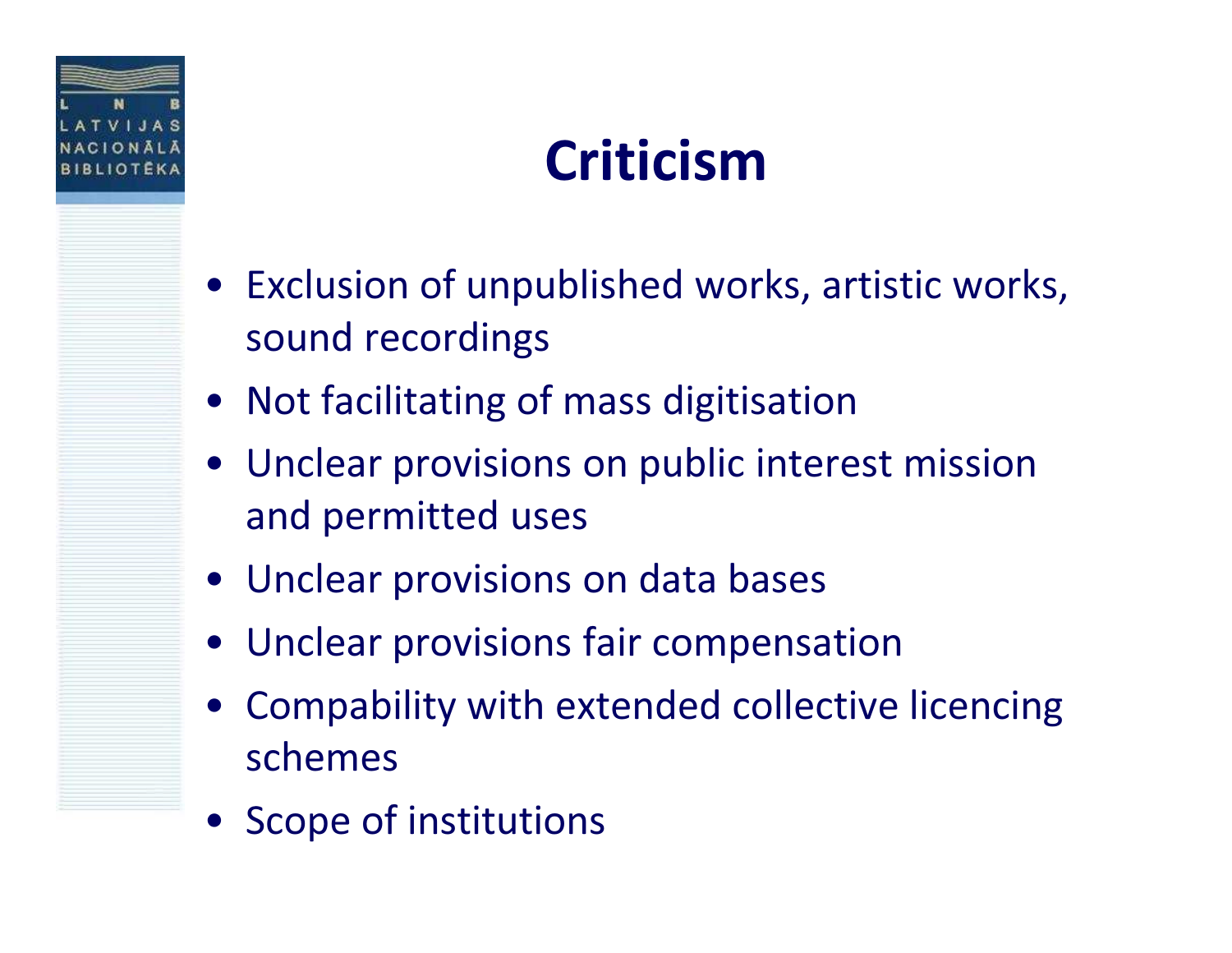# Criticism

- Exclusion of unpublished works, artistic works, sound recordings
- Not facilitating of mass digitisation
- Unclear provisions on public interest mission and permitted uses
- Unclear provisions on data bases
- Unclear provisions fair compensation
- Compability with extended collective licencing schemes
- Scope of institutions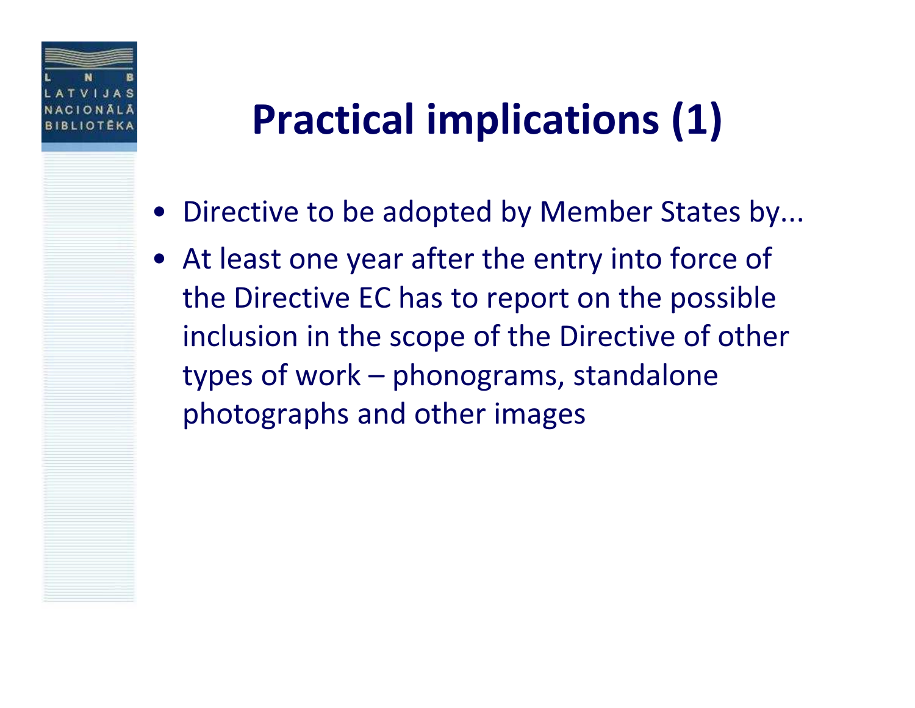# Practical implications (1)

- Directive to be adopted by Member States by...
- At least one year after the entry into force of the Directive EC has to report on the possible inclusion in the scope of the Directive of other types of work – phonograms, standalone photographs and other images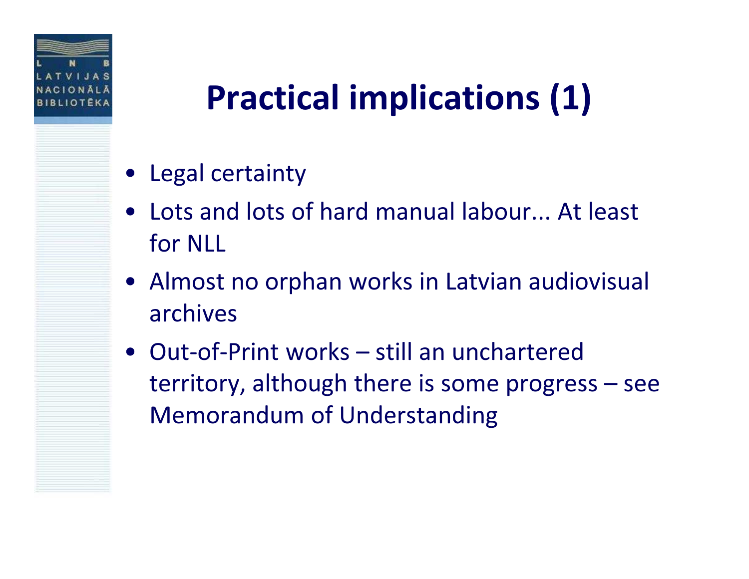# Practical implications (1)

- Legal certainty
- Lots and lots of hard manual labour... At least for NLL
- Almost no orphan works in Latvian audiovisual archives
- Out-of-Print works – still an unchartered territory, although there is some progress – see Memorandum of Understanding